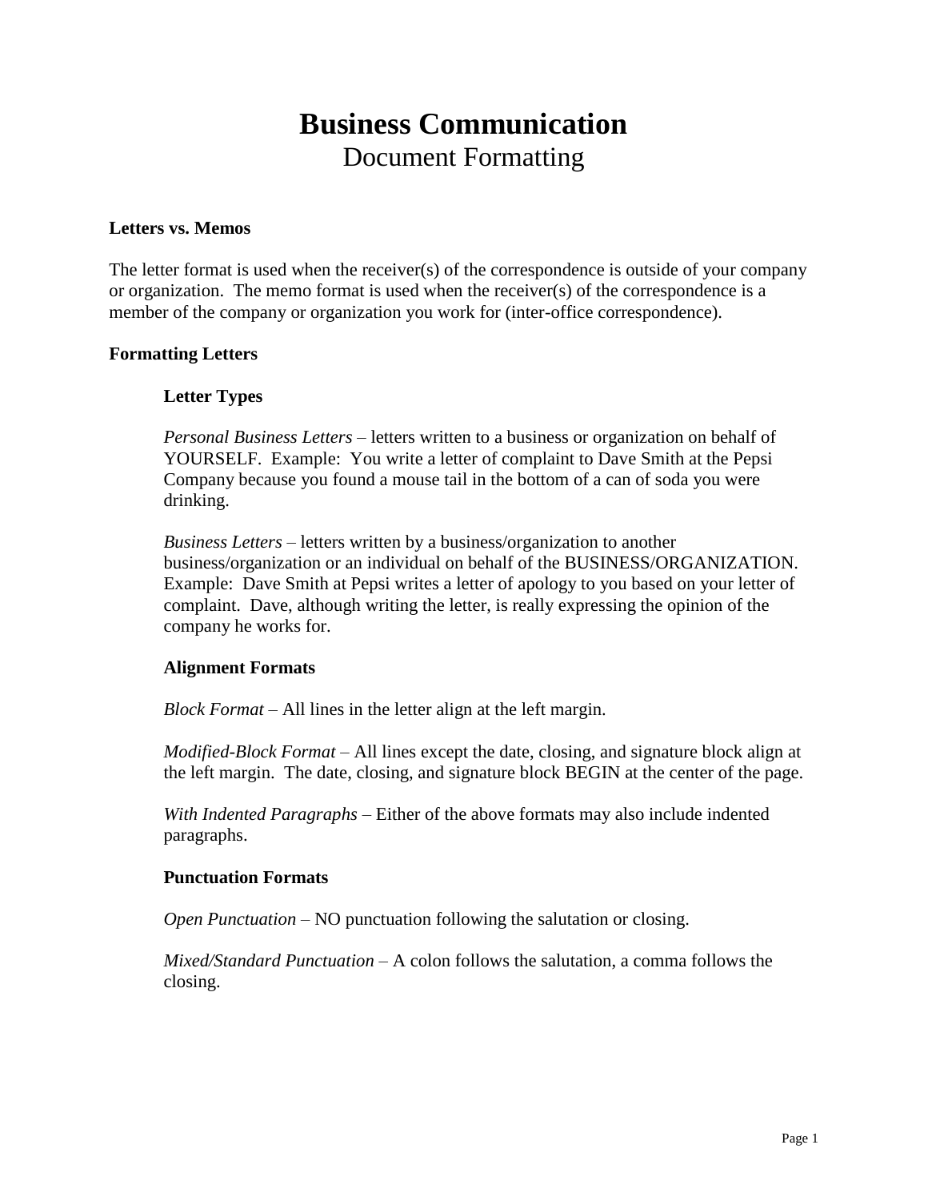# Business Communication

## Document Formatting

### Letters vs. Memos

The letter format is used when the receiver(s) of the correspondence is outside of your company or organization. The memo format is used when the receiver(s) of the correspondence is a member of the company or organization you work for (inter-office correspondence).

### Formatting Letters

#### Letter Types

*Personal Business Letters* – letters written to a business or organization on behalf of YOURSELF. Example: You write a letter of complaint to Dave Smith at the Pepsi Company because you found a mouse tail in the bottom of a can of soda you were drinking.

*Business Letters* – letters written by a business/organization to another business/organization or an individual on behalf of the BUSINESS/ORGANIZATION. Example: Dave Smith at Pepsi writes a letter of apology to you based on your letter of complaint. Dave, although writing the letter, is really expressing the opinion of the company he works for.

#### Alignment Formats

*Block Format* – All lines in the letter align at the left margin.

*Modified-Block Format* – All lines except the date, closing, and signature block align at the left margin. The date, closing, and signature block BEGIN at the center of the page.

*With Indented Paragraphs* – Either of the above formats may also include indented paragraphs.

#### Punctuation Formats

*Open Punctuation* – NO punctuation following the salutation or closing.

*Mixed/Standard Punctuation* – A colon follows the salutation, a comma follows the closing.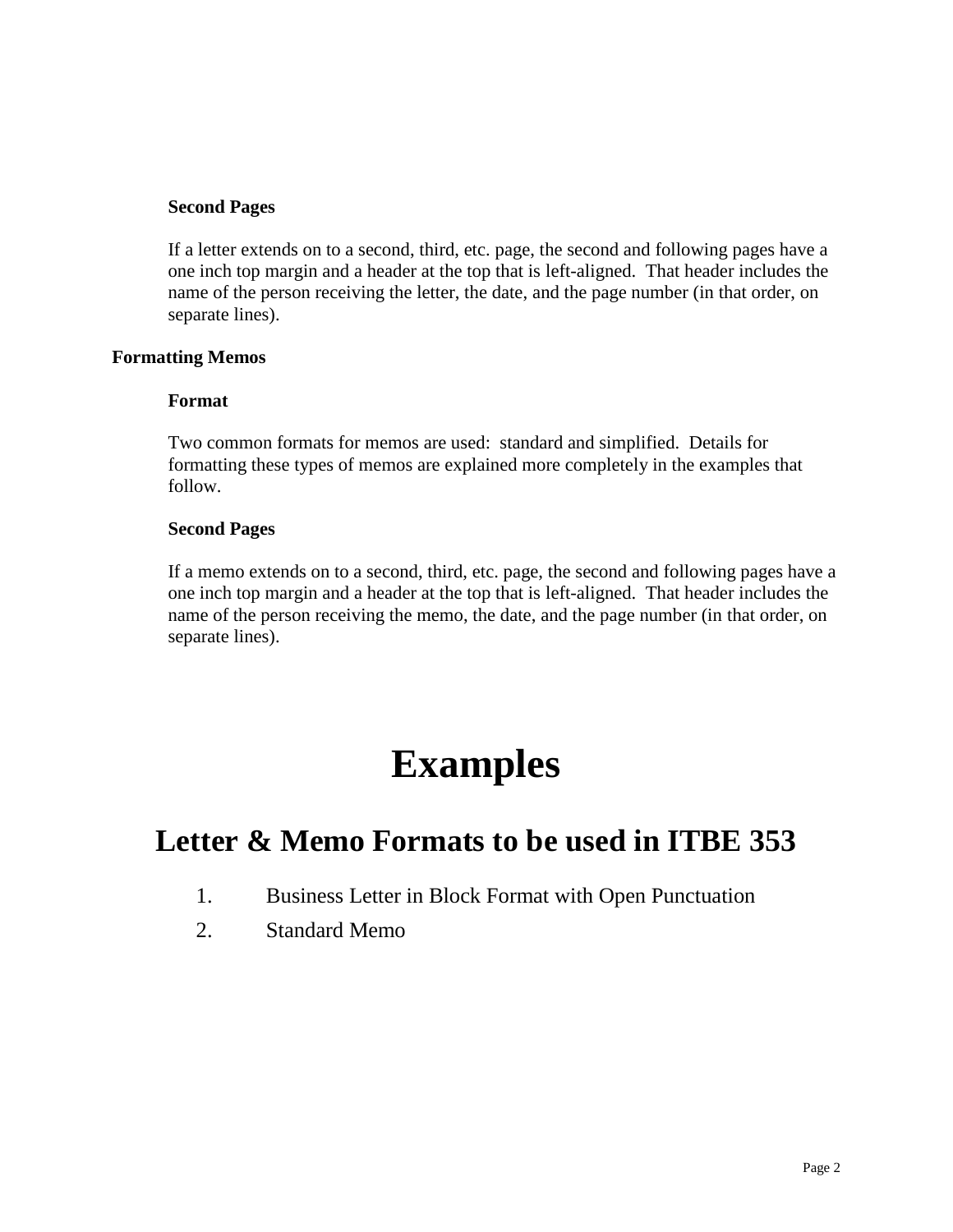### Second Pages

If a letter extends on to a second, third, etc. page, the second and following pages have a one inch top margin and a header at the top that is left-aligned. That header includes the name of the person receiving the letter, the date, and the page number (in that order, on separate lines).

## Formatting Memos

### Format

Two common formats for memos are used: standard and simplified. Details for formatting these types of memos are explained more completely in the examples that follow.

### Second Pages

If a memo extends on to a second, third, etc. page, the second and following pages have a one inch top margin and a header at the top that is left-aligned. That header includes the name of the person receiving the memo, the date, and the page number (in that order, on separate lines).

# Examples

## Letter & Memo Formats to be used in ITBE 353

1. Business Letter in Block Format with Open Punctuation
2. Standard Memo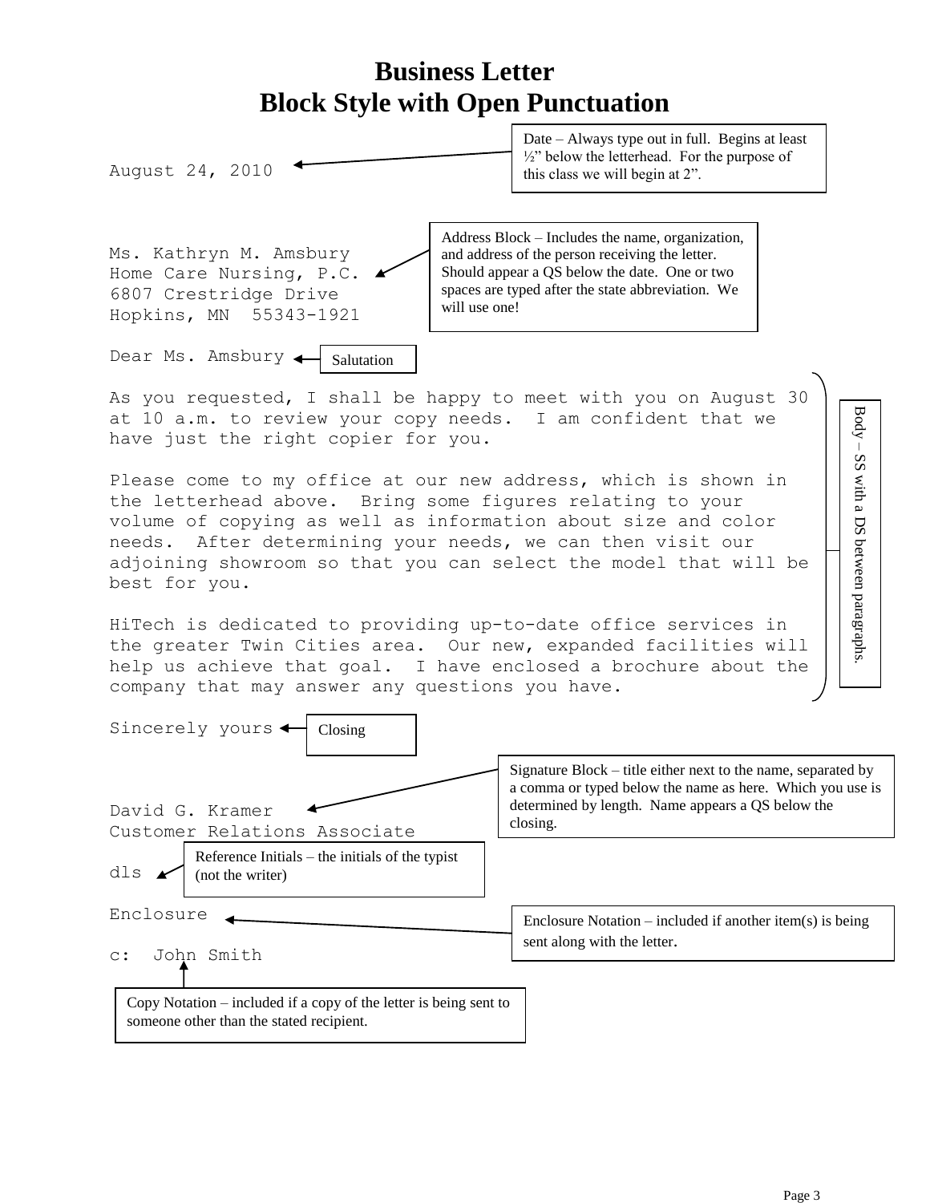# Business Letter
# Block Style with Open Punctuation

August 24, 2010

> Date – Always type out in full. Begins at least ½" below the letterhead. For the purpose of this class we will begin at 2".

Ms. Kathryn M. Amsbury
Home Care Nursing, P.C.
6807 Crestridge Drive
Hopkins, MN  55343-1921

> Address Block – Includes the name, organization, and address of the person receiving the letter. Should appear a QS below the date. One or two spaces are typed after the state abbreviation. We will use one!

Dear Ms. Amsbury

> Salutation

As you requested, I shall be happy to meet with you on August 30 at 10 a.m. to review your copy needs.  I am confident that we have just the right copier for you.

Please come to my office at our new address, which is shown in the letterhead above.  Bring some figures relating to your volume of copying as well as information about size and color needs.  After determining your needs, we can then visit our adjoining showroom so that you can select the model that will be best for you.

HiTech is dedicated to providing up-to-date office services in the greater Twin Cities area.  Our new, expanded facilities will help us achieve that goal.  I have enclosed a brochure about the company that may answer any questions you have.

> Body – SS with a DS between paragraphs.

Sincerely yours

> Closing

David G. Kramer
Customer Relations Associate

> Signature Block – title either next to the name, separated by a comma or typed below the name as here. Which you use is determined by length. Name appears a QS below the closing.

dls

> Reference Initials – the initials of the typist (not the writer)

Enclosure

> Enclosure Notation – included if another item(s) is being sent along with the letter.

c:  John Smith

> Copy Notation – included if a copy of the letter is being sent to someone other than the stated recipient.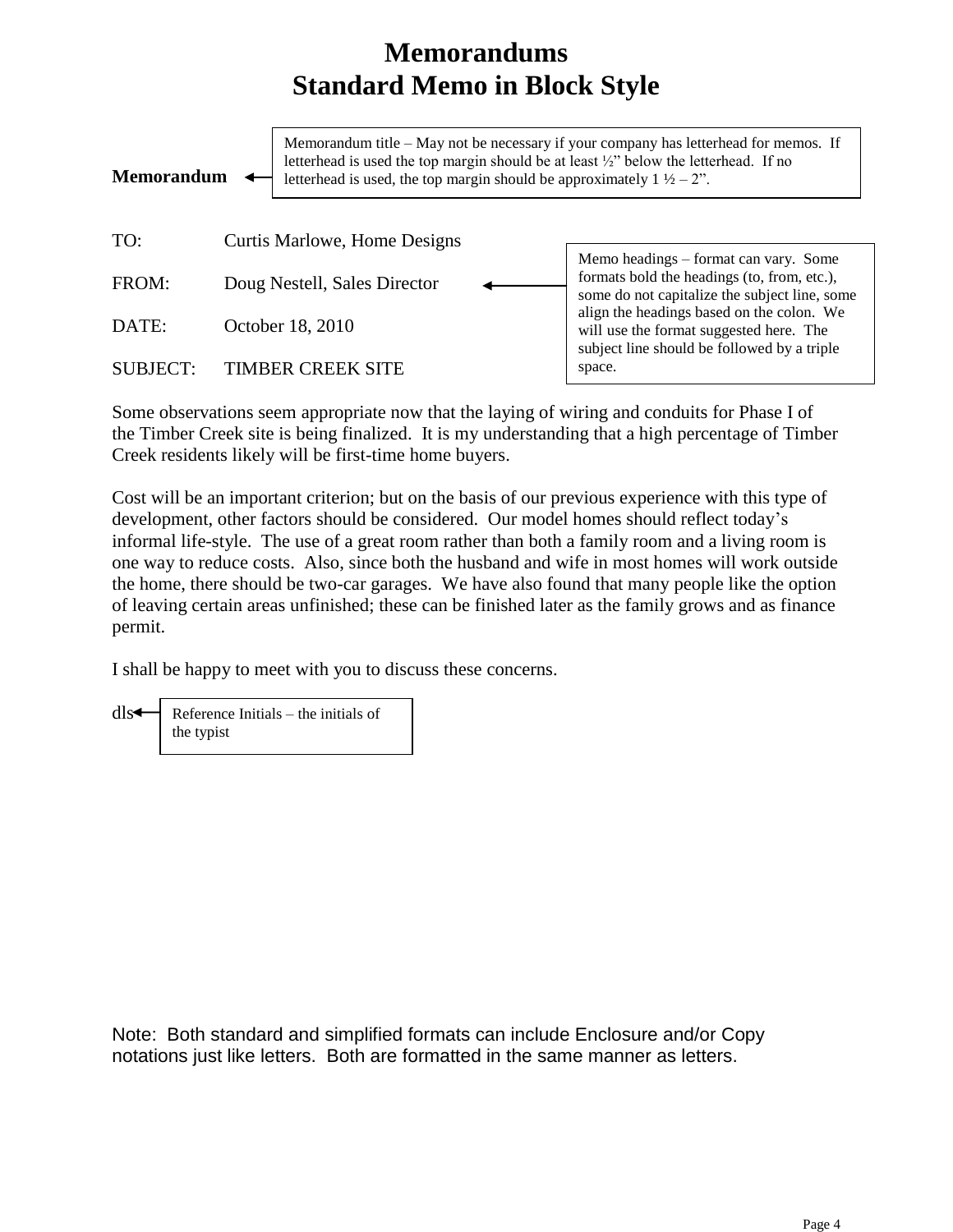# Memorandums
## Standard Memo in Block Style

**Memorandum**

> Memorandum title – May not be necessary if your company has letterhead for memos. If letterhead is used the top margin should be at least ½" below the letterhead. If no letterhead is used, the top margin should be approximately 1 ½ – 2".

TO: Curtis Marlowe, Home Designs

FROM: Doug Nestell, Sales Director

DATE: October 18, 2010

SUBJECT: TIMBER CREEK SITE

> Memo headings – format can vary. Some formats bold the headings (to, from, etc.), some do not capitalize the subject line, some align the headings based on the colon. We will use the format suggested here. The subject line should be followed by a triple space.

Some observations seem appropriate now that the laying of wiring and conduits for Phase I of the Timber Creek site is being finalized. It is my understanding that a high percentage of Timber Creek residents likely will be first-time home buyers.

Cost will be an important criterion; but on the basis of our previous experience with this type of development, other factors should be considered. Our model homes should reflect today's informal life-style. The use of a great room rather than both a family room and a living room is one way to reduce costs. Also, since both the husband and wife in most homes will work outside the home, there should be two-car garages. We have also found that many people like the option of leaving certain areas unfinished; these can be finished later as the family grows and as finance permit.

I shall be happy to meet with you to discuss these concerns.

dls

> Reference Initials – the initials of the typist

Note: Both standard and simplified formats can include Enclosure and/or Copy notations just like letters. Both are formatted in the same manner as letters.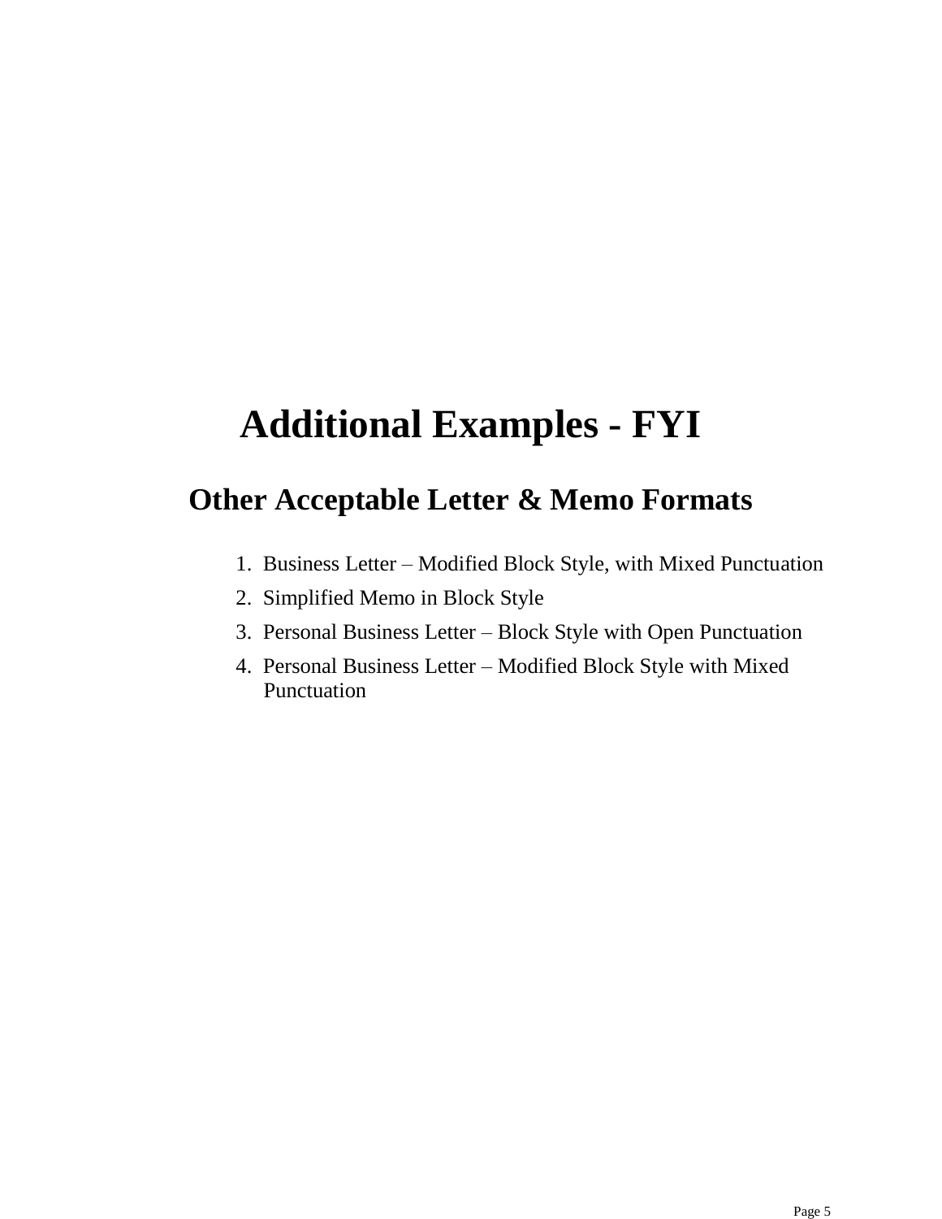# Additional Examples - FYI

## Other Acceptable Letter & Memo Formats

1. Business Letter – Modified Block Style, with Mixed Punctuation
2. Simplified Memo in Block Style
3. Personal Business Letter – Block Style with Open Punctuation
4. Personal Business Letter – Modified Block Style with Mixed Punctuation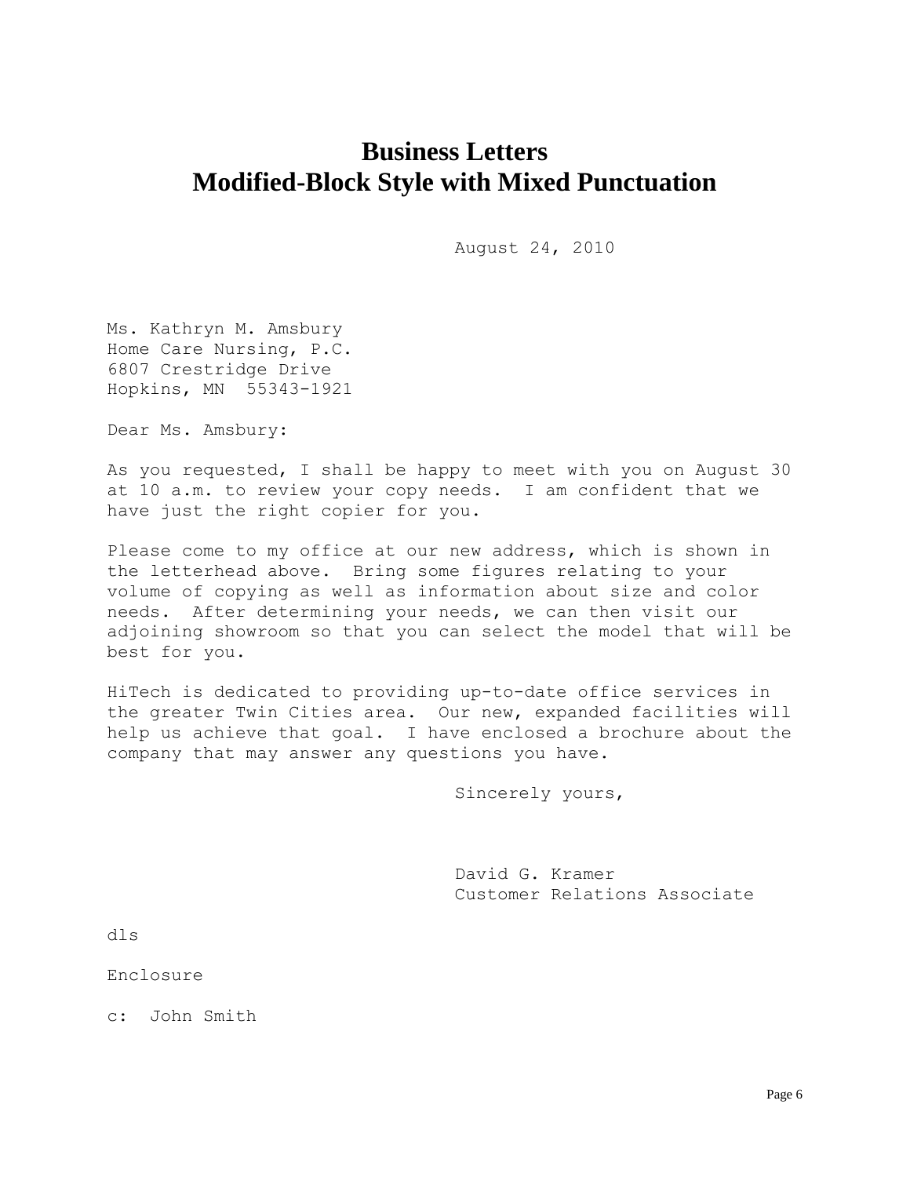# Business Letters
# Modified-Block Style with Mixed Punctuation

August 24, 2010

Ms. Kathryn M. Amsbury
Home Care Nursing, P.C.
6807 Crestridge Drive
Hopkins, MN  55343-1921

Dear Ms. Amsbury:

As you requested, I shall be happy to meet with you on August 30 at 10 a.m. to review your copy needs.  I am confident that we have just the right copier for you.

Please come to my office at our new address, which is shown in the letterhead above.  Bring some figures relating to your volume of copying as well as information about size and color needs.  After determining your needs, we can then visit our adjoining showroom so that you can select the model that will be best for you.

HiTech is dedicated to providing up-to-date office services in the greater Twin Cities area.  Our new, expanded facilities will help us achieve that goal.  I have enclosed a brochure about the company that may answer any questions you have.

Sincerely yours,

David G. Kramer
Customer Relations Associate

dls

Enclosure

c:  John Smith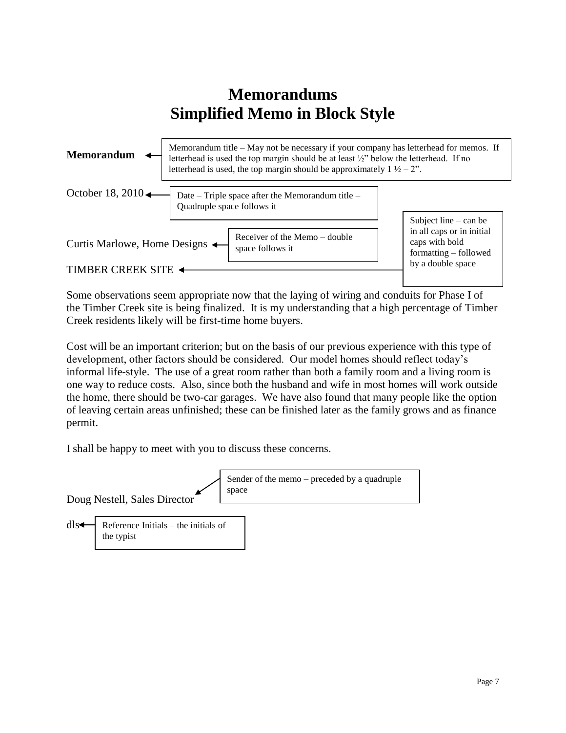# Memorandums
# Simplified Memo in Block Style

**Memorandum**

> Memorandum title – May not be necessary if your company has letterhead for memos. If letterhead is used the top margin should be at least ½" below the letterhead. If no letterhead is used, the top margin should be approximately 1 ½ – 2".

October 18, 2010

> Date – Triple space after the Memorandum title – Quadruple space follows it

Curtis Marlowe, Home Designs

> Receiver of the Memo – double space follows it

TIMBER CREEK SITE

> Subject line – can be in all caps or in initial caps with bold formatting – followed by a double space

Some observations seem appropriate now that the laying of wiring and conduits for Phase I of the Timber Creek site is being finalized. It is my understanding that a high percentage of Timber Creek residents likely will be first-time home buyers.

Cost will be an important criterion; but on the basis of our previous experience with this type of development, other factors should be considered. Our model homes should reflect today's informal life-style. The use of a great room rather than both a family room and a living room is one way to reduce costs. Also, since both the husband and wife in most homes will work outside the home, there should be two-car garages. We have also found that many people like the option of leaving certain areas unfinished; these can be finished later as the family grows and as finance permit.

I shall be happy to meet with you to discuss these concerns.

Doug Nestell, Sales Director

> Sender of the memo – preceded by a quadruple space

dls

> Reference Initials – the initials of the typist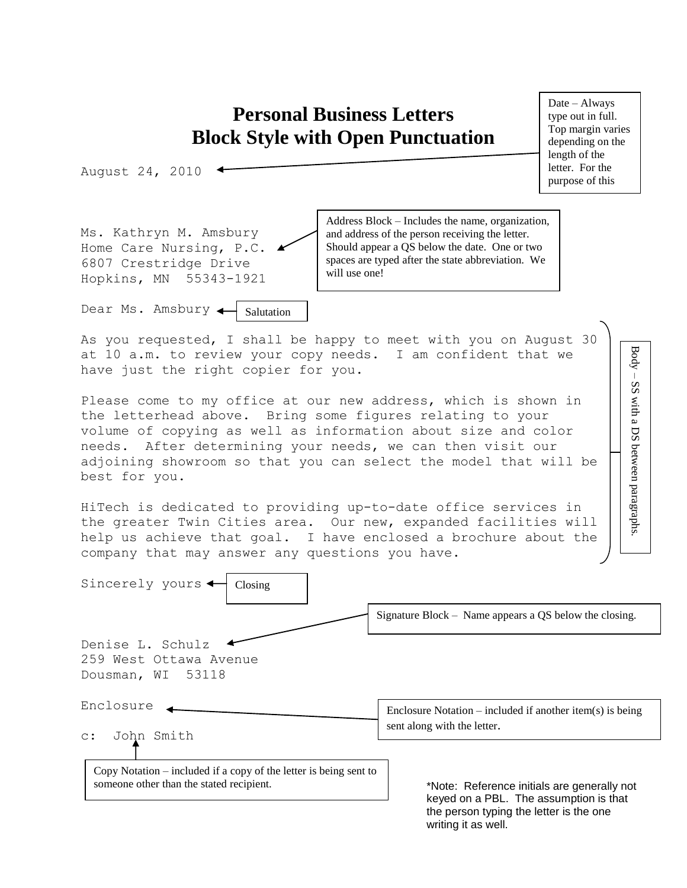# Personal Business Letters
# Block Style with Open Punctuation

Date – Always type out in full. Top margin varies depending on the length of the letter. For the purpose of this

```
August 24, 2010
```

Address Block – Includes the name, organization, and address of the person receiving the letter. Should appear a QS below the date. One or two spaces are typed after the state abbreviation. We will use one!

```
Ms. Kathryn M. Amsbury
Home Care Nursing, P.C.
6807 Crestridge Drive
Hopkins, MN  55343-1921
```

```
Dear Ms. Amsbury
```

Salutation

Body – SS with a DS between paragraphs.

```
As you requested, I shall be happy to meet with you on August 30
at 10 a.m. to review your copy needs.  I am confident that we
have just the right copier for you.

Please come to my office at our new address, which is shown in
the letterhead above.  Bring some figures relating to your
volume of copying as well as information about size and color
needs.  After determining your needs, we can then visit our
adjoining showroom so that you can select the model that will be
best for you.

HiTech is dedicated to providing up-to-date office services in
the greater Twin Cities area.  Our new, expanded facilities will
help us achieve that goal.  I have enclosed a brochure about the
company that may answer any questions you have.
```

```
Sincerely yours
```

Closing

Signature Block – Name appears a QS below the closing.

```
Denise L. Schulz
259 West Ottawa Avenue
Dousman, WI  53118
```

```
Enclosure
```

Enclosure Notation – included if another item(s) is being sent along with the letter.

```
c:  John Smith
```

Copy Notation – included if a copy of the letter is being sent to someone other than the stated recipient.

*Note: Reference initials are generally not keyed on a PBL. The assumption is that the person typing the letter is the one writing it as well.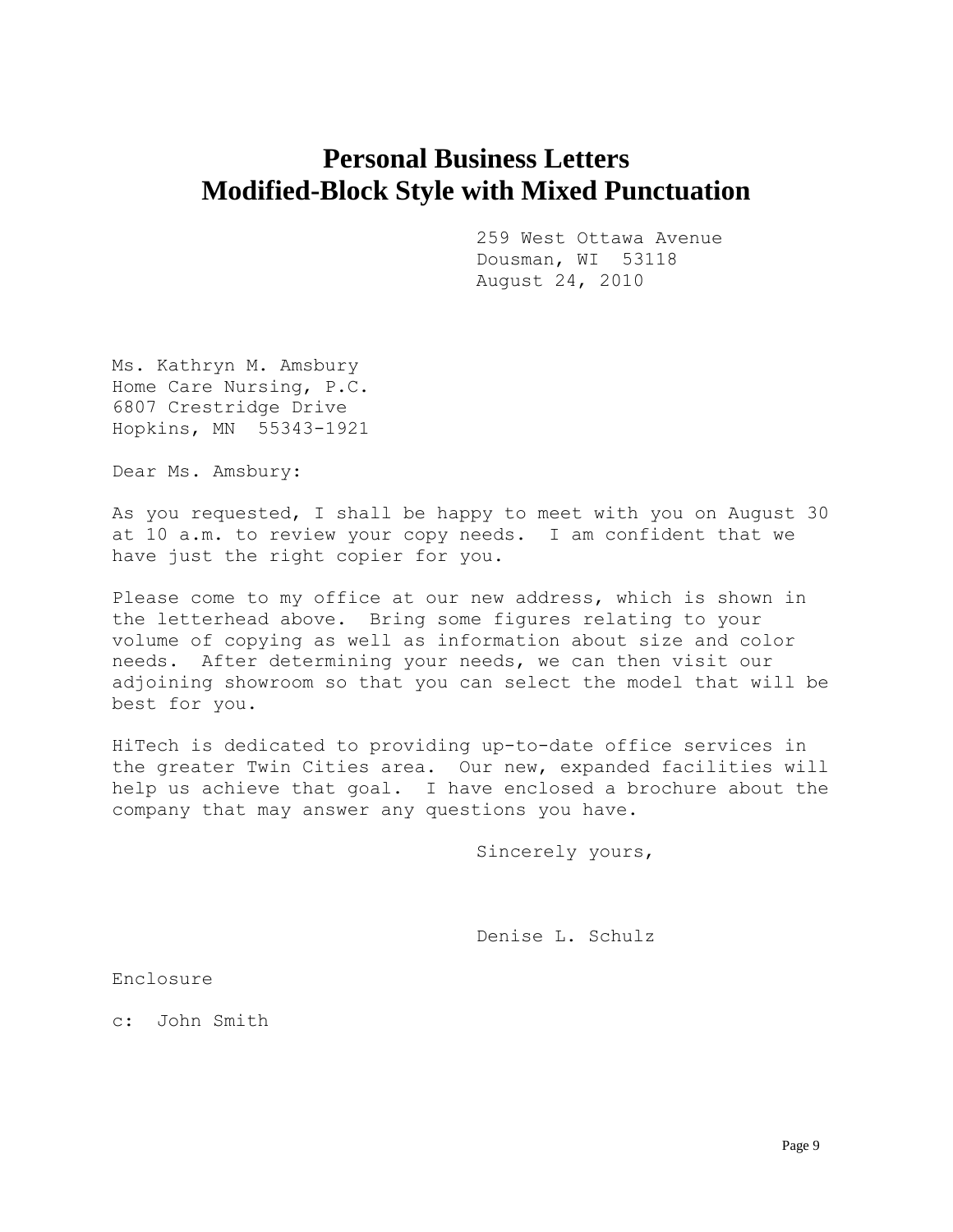# Personal Business Letters
# Modified-Block Style with Mixed Punctuation

259 West Ottawa Avenue
Dousman, WI  53118
August 24, 2010

Ms. Kathryn M. Amsbury
Home Care Nursing, P.C.
6807 Crestridge Drive
Hopkins, MN  55343-1921

Dear Ms. Amsbury:

As you requested, I shall be happy to meet with you on August 30 at 10 a.m. to review your copy needs.  I am confident that we have just the right copier for you.

Please come to my office at our new address, which is shown in the letterhead above.  Bring some figures relating to your volume of copying as well as information about size and color needs.  After determining your needs, we can then visit our adjoining showroom so that you can select the model that will be best for you.

HiTech is dedicated to providing up-to-date office services in the greater Twin Cities area.  Our new, expanded facilities will help us achieve that goal.  I have enclosed a brochure about the company that may answer any questions you have.

Sincerely yours,

Denise L. Schulz

Enclosure

c:  John Smith